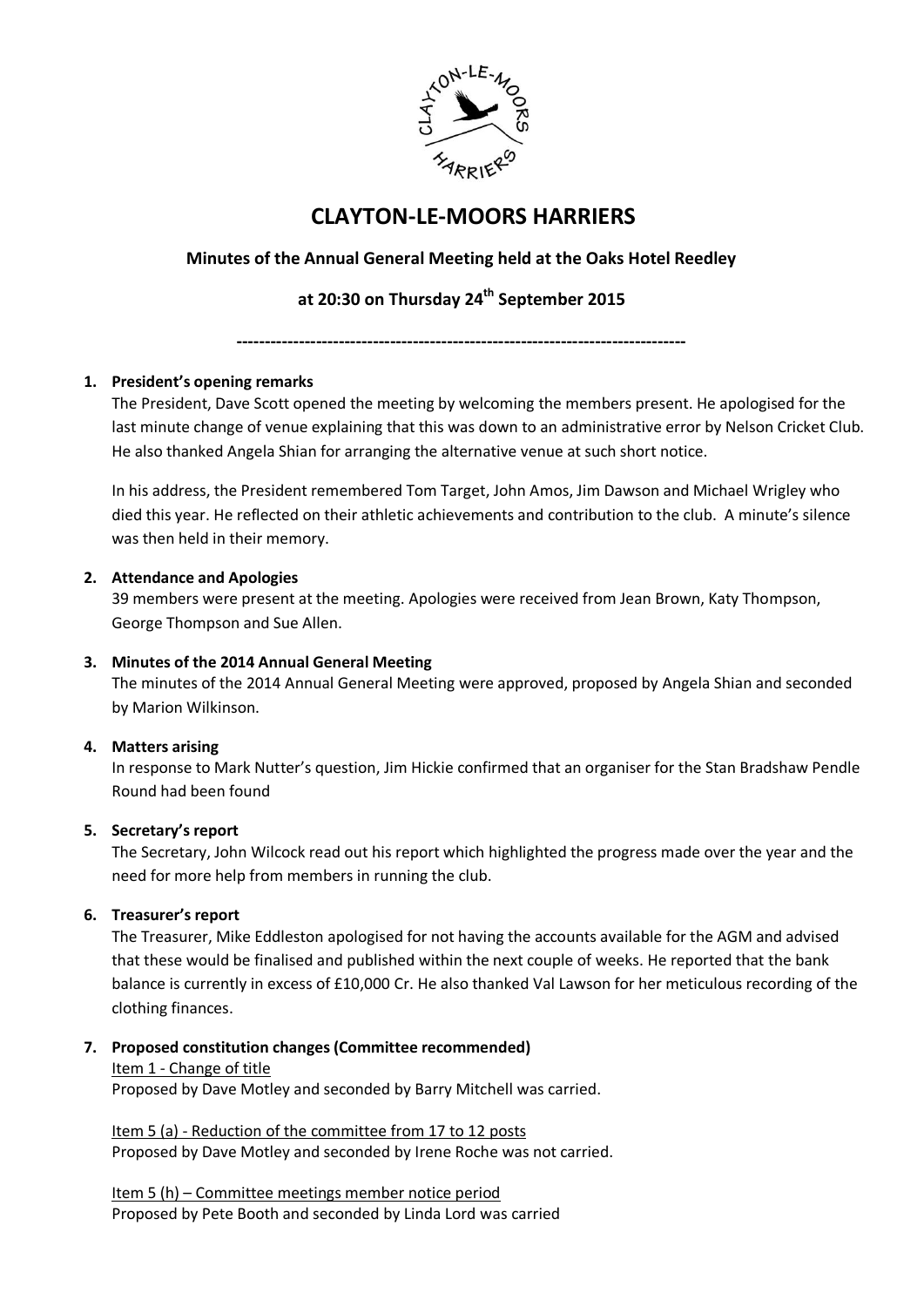# CLAYTON-LE-MOORS HARRIERS

**Minutes of the Annual General Meeting held at the Oaks Hotel Reedley**

**at 20:30 on Thursday 24th September 2015**

---

1. **President's opening remarks**

   The President, Dave Scott opened the meeting by welcoming the members present. He apologised for the last minute change of venue explaining that this was down to an administrative error by Nelson Cricket Club. He also thanked Angela Shian for arranging the alternative venue at such short notice.

   In his address, the President remembered Tom Target, John Amos, Jim Dawson and Michael Wrigley who died this year. He reflected on their athletic achievements and contribution to the club. A minute's silence was then held in their memory.

2. **Attendance and Apologies**

   39 members were present at the meeting. Apologies were received from Jean Brown, Katy Thompson, George Thompson and Sue Allen.

3. **Minutes of the 2014 Annual General Meeting**

   The minutes of the 2014 Annual General Meeting were approved, proposed by Angela Shian and seconded by Marion Wilkinson.

4. **Matters arising**

   In response to Mark Nutter's question, Jim Hickie confirmed that an organiser for the Stan Bradshaw Pendle Round had been found

5. **Secretary's report**

   The Secretary, John Wilcock read out his report which highlighted the progress made over the year and the need for more help from members in running the club.

6. **Treasurer's report**

   The Treasurer, Mike Eddleston apologised for not having the accounts available for the AGM and advised that these would be finalised and published within the next couple of weeks. He reported that the bank balance is currently in excess of £10,000 Cr. He also thanked Val Lawson for her meticulous recording of the clothing finances.

7. **Proposed constitution changes (Committee recommended)**

   Item 1 - Change of title
   Proposed by Dave Motley and seconded by Barry Mitchell was carried.

   Item 5 (a) - Reduction of the committee from 17 to 12 posts
   Proposed by Dave Motley and seconded by Irene Roche was not carried.

   Item 5 (h) – Committee meetings member notice period
   Proposed by Pete Booth and seconded by Linda Lord was carried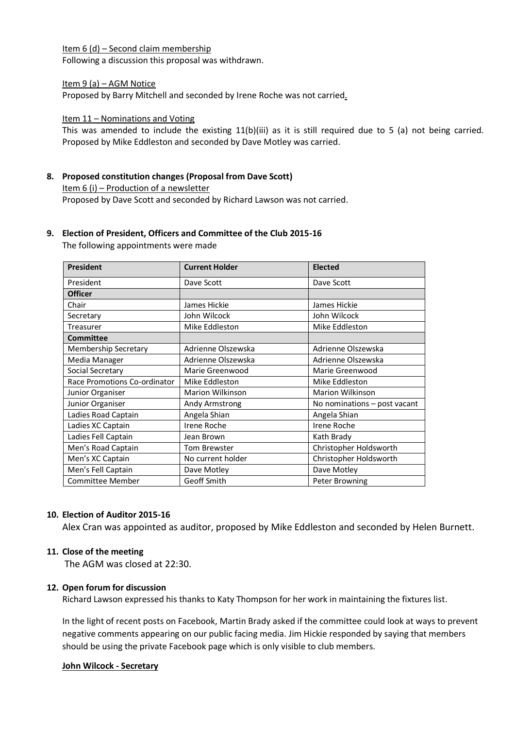Item 6 (d) – Second claim membership

Following a discussion this proposal was withdrawn.

Item 9 (a) – AGM Notice

Proposed by Barry Mitchell and seconded by Irene Roche was not carried.

Item 11 – Nominations and Voting

This was amended to include the existing 11(b)(iii) as it is still required due to 5 (a) not being carried. Proposed by Mike Eddleston and seconded by Dave Motley was carried.

**8. Proposed constitution changes (Proposal from Dave Scott)**

Item 6 (i) – Production of a newsletter

Proposed by Dave Scott and seconded by Richard Lawson was not carried.

**9. Election of President, Officers and Committee of the Club 2015-16**

The following appointments were made

| President | Current Holder | Elected |
|---|---|---|
| President | Dave Scott | Dave Scott |
| **Officer** | | |
| Chair | James Hickie | James Hickie |
| Secretary | John Wilcock | John Wilcock |
| Treasurer | Mike Eddleston | Mike Eddleston |
| **Committee** | | |
| Membership Secretary | Adrienne Olszewska | Adrienne Olszewska |
| Media Manager | Adrienne Olszewska | Adrienne Olszewska |
| Social Secretary | Marie Greenwood | Marie Greenwood |
| Race Promotions Co-ordinator | Mike Eddleston | Mike Eddleston |
| Junior Organiser | Marion Wilkinson | Marion Wilkinson |
| Junior Organiser | Andy Armstrong | No nominations – post vacant |
| Ladies Road Captain | Angela Shian | Angela Shian |
| Ladies XC Captain | Irene Roche | Irene Roche |
| Ladies Fell Captain | Jean Brown | Kath Brady |
| Men's Road Captain | Tom Brewster | Christopher Holdsworth |
| Men's XC Captain | No current holder | Christopher Holdsworth |
| Men's Fell Captain | Dave Motley | Dave Motley |
| Committee Member | Geoff Smith | Peter Browning |

**10. Election of Auditor 2015-16**

Alex Cran was appointed as auditor, proposed by Mike Eddleston and seconded by Helen Burnett.

**11. Close of the meeting**

The AGM was closed at 22:30.

**12. Open forum for discussion**

Richard Lawson expressed his thanks to Katy Thompson for her work in maintaining the fixtures list.

In the light of recent posts on Facebook, Martin Brady asked if the committee could look at ways to prevent negative comments appearing on our public facing media. Jim Hickie responded by saying that members should be using the private Facebook page which is only visible to club members.

**John Wilcock - Secretary**